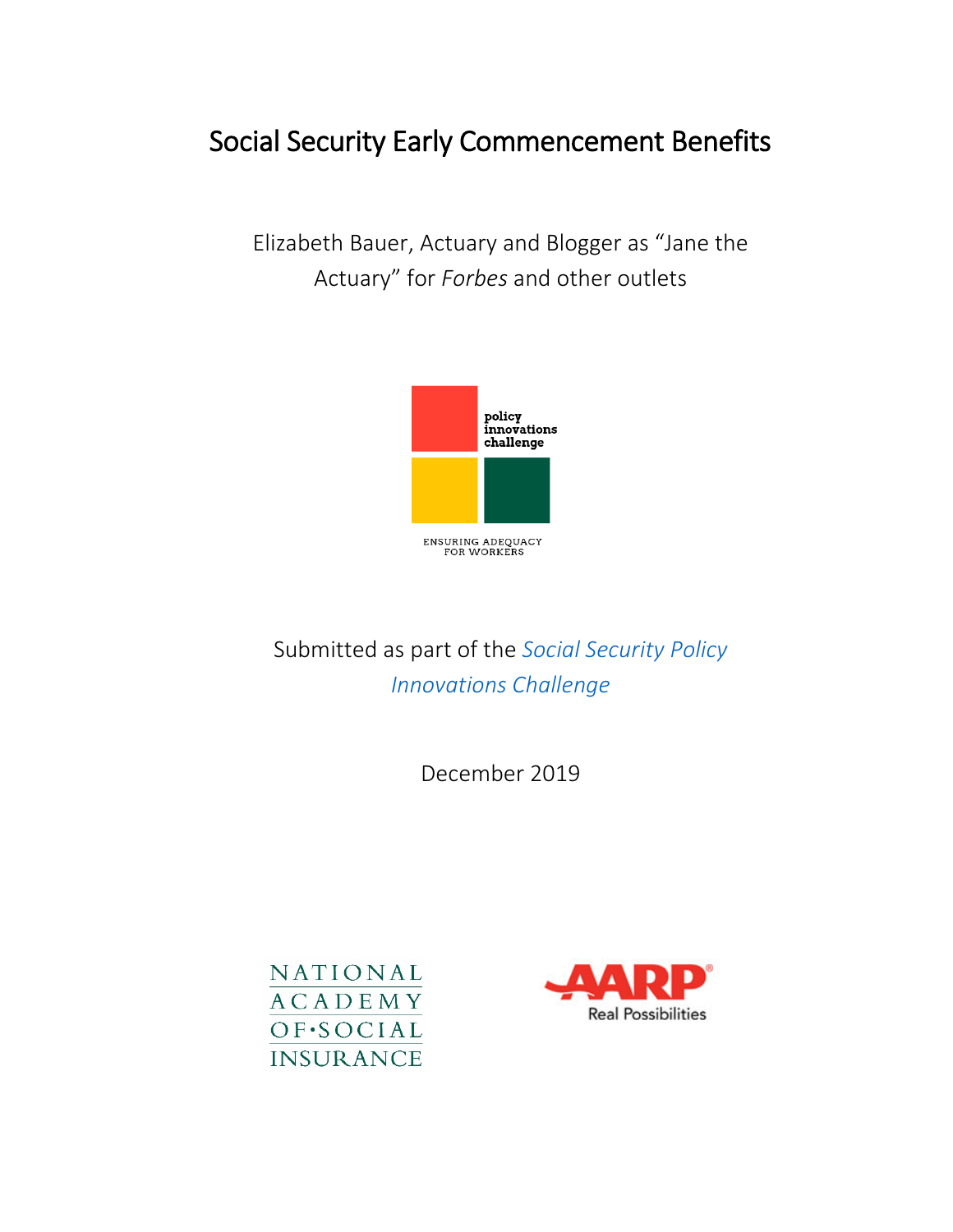# Social Security Early Commencement Benefits

Elizabeth Bauer, Actuary and Blogger as "Jane the Actuary" for *Forbes* and other outlets

policy innovations challenge

ENSURING ADEQUACY FOR WORKERS

Submitted as part of the *Social Security Policy Innovations Challenge*

December 2019

NATIONAL ACADEMY OF SOCIAL INSURANCE

AARP Real Possibilities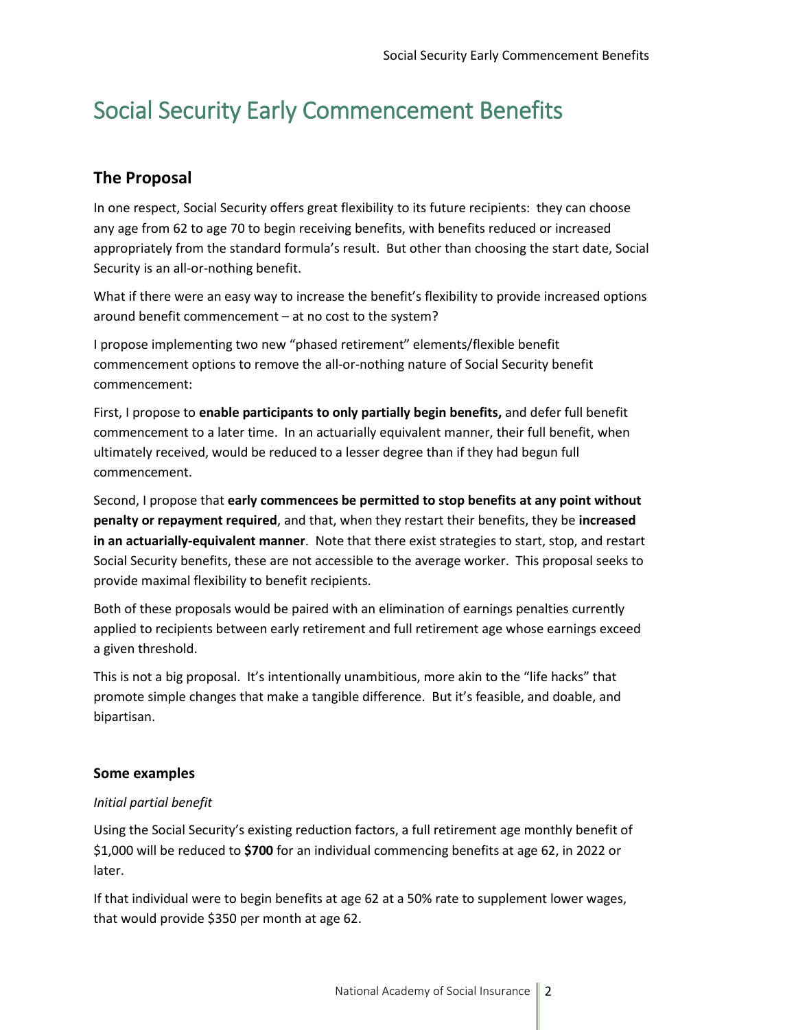# Social Security Early Commencement Benefits

## The Proposal

In one respect, Social Security offers great flexibility to its future recipients: they can choose any age from 62 to age 70 to begin receiving benefits, with benefits reduced or increased appropriately from the standard formula's result. But other than choosing the start date, Social Security is an all-or-nothing benefit.

What if there were an easy way to increase the benefit's flexibility to provide increased options around benefit commencement – at no cost to the system?

I propose implementing two new "phased retirement" elements/flexible benefit commencement options to remove the all-or-nothing nature of Social Security benefit commencement:

First, I propose to **enable participants to only partially begin benefits,** and defer full benefit commencement to a later time. In an actuarially equivalent manner, their full benefit, when ultimately received, would be reduced to a lesser degree than if they had begun full commencement.

Second, I propose that **early commencees be permitted to stop benefits at any point without penalty or repayment required**, and that, when they restart their benefits, they be **increased in an actuarially-equivalent manner**. Note that there exist strategies to start, stop, and restart Social Security benefits, these are not accessible to the average worker. This proposal seeks to provide maximal flexibility to benefit recipients.

Both of these proposals would be paired with an elimination of earnings penalties currently applied to recipients between early retirement and full retirement age whose earnings exceed a given threshold.

This is not a big proposal. It's intentionally unambitious, more akin to the "life hacks" that promote simple changes that make a tangible difference. But it's feasible, and doable, and bipartisan.

### Some examples

*Initial partial benefit*

Using the Social Security's existing reduction factors, a full retirement age monthly benefit of $1,000 will be reduced to **$700** for an individual commencing benefits at age 62, in 2022 or later.

If that individual were to begin benefits at age 62 at a 50% rate to supplement lower wages, that would provide $350 per month at age 62.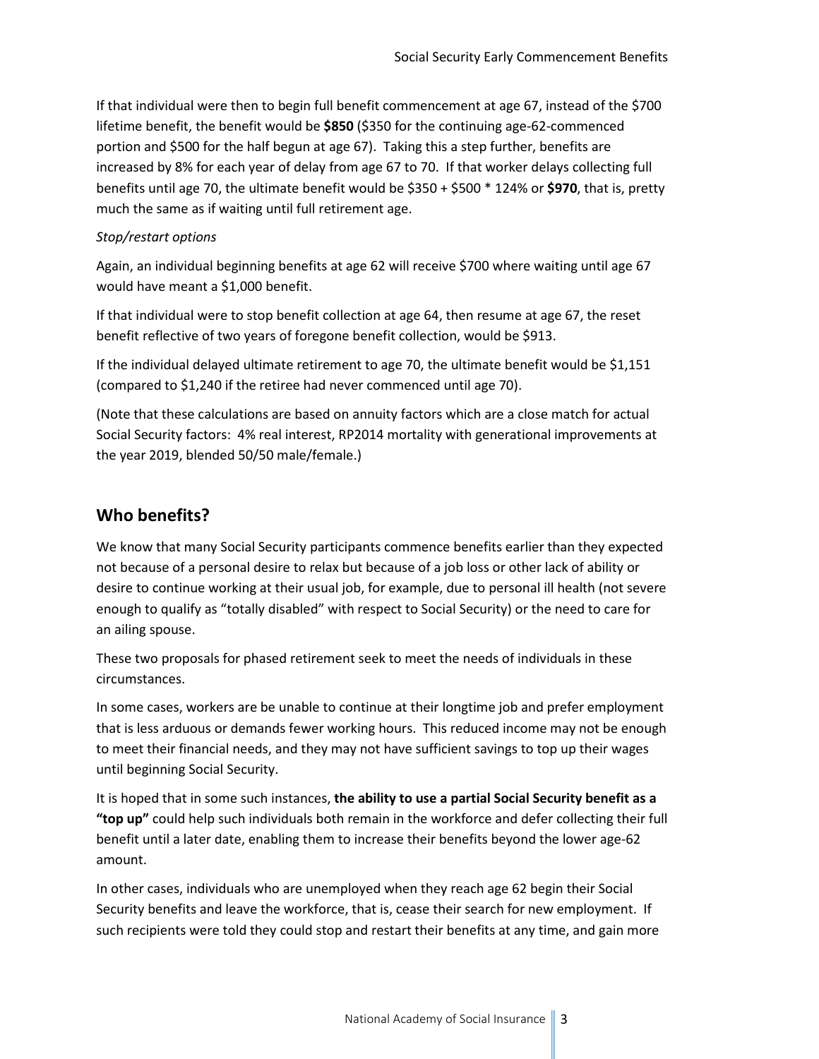If that individual were then to begin full benefit commencement at age 67, instead of the $700 lifetime benefit, the benefit would be **$850** ($350 for the continuing age-62-commenced portion and $500 for the half begun at age 67). Taking this a step further, benefits are increased by 8% for each year of delay from age 67 to 70. If that worker delays collecting full benefits until age 70, the ultimate benefit would be $350 + $500 * 124% or **$970**, that is, pretty much the same as if waiting until full retirement age.

*Stop/restart options*

Again, an individual beginning benefits at age 62 will receive $700 where waiting until age 67 would have meant a $1,000 benefit.

If that individual were to stop benefit collection at age 64, then resume at age 67, the reset benefit reflective of two years of foregone benefit collection, would be $913.

If the individual delayed ultimate retirement to age 70, the ultimate benefit would be $1,151 (compared to $1,240 if the retiree had never commenced until age 70).

(Note that these calculations are based on annuity factors which are a close match for actual Social Security factors: 4% real interest, RP2014 mortality with generational improvements at the year 2019, blended 50/50 male/female.)

## Who benefits?

We know that many Social Security participants commence benefits earlier than they expected not because of a personal desire to relax but because of a job loss or other lack of ability or desire to continue working at their usual job, for example, due to personal ill health (not severe enough to qualify as "totally disabled" with respect to Social Security) or the need to care for an ailing spouse.

These two proposals for phased retirement seek to meet the needs of individuals in these circumstances.

In some cases, workers are be unable to continue at their longtime job and prefer employment that is less arduous or demands fewer working hours. This reduced income may not be enough to meet their financial needs, and they may not have sufficient savings to top up their wages until beginning Social Security.

It is hoped that in some such instances, **the ability to use a partial Social Security benefit as a "top up"** could help such individuals both remain in the workforce and defer collecting their full benefit until a later date, enabling them to increase their benefits beyond the lower age-62 amount.

In other cases, individuals who are unemployed when they reach age 62 begin their Social Security benefits and leave the workforce, that is, cease their search for new employment. If such recipients were told they could stop and restart their benefits at any time, and gain more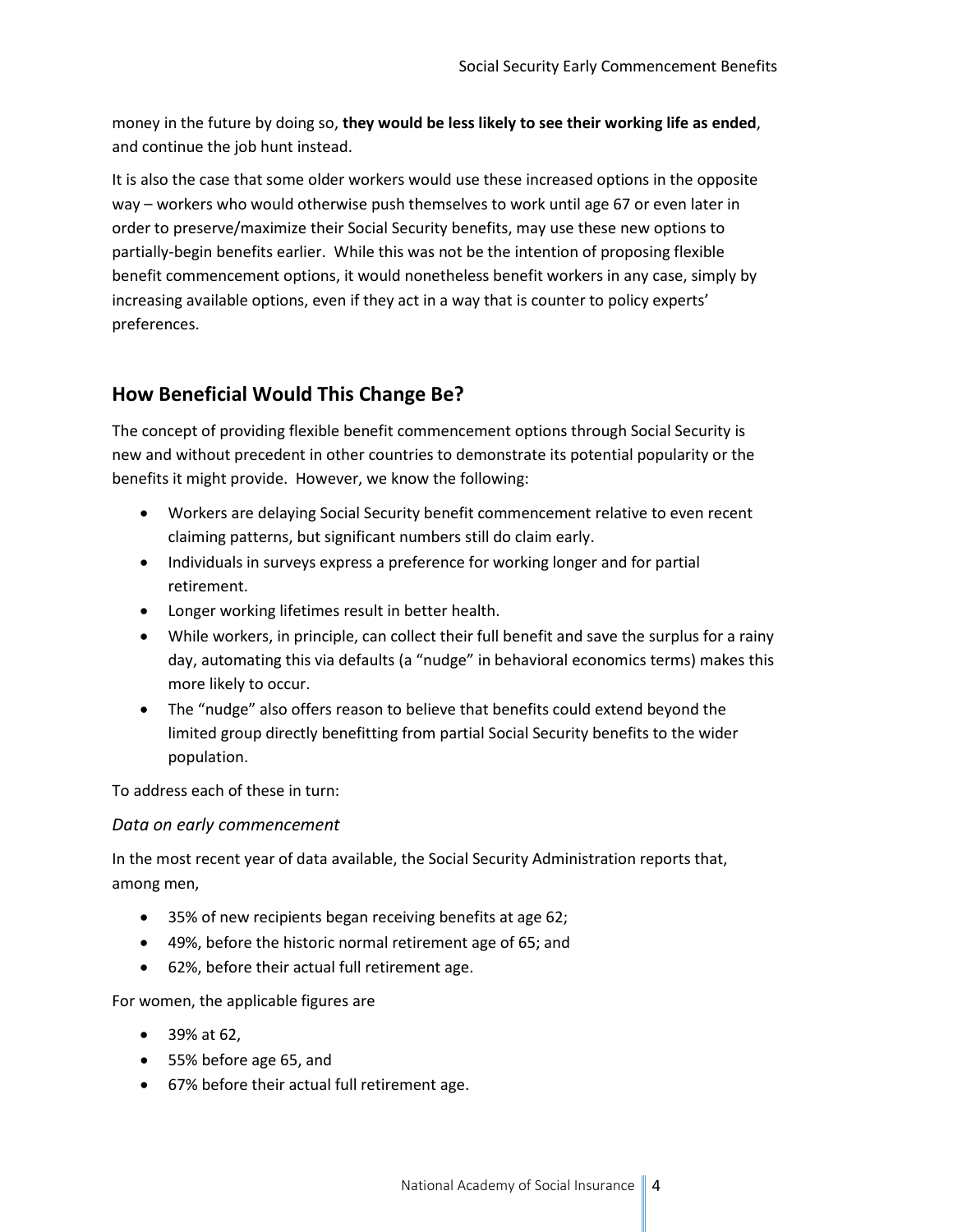money in the future by doing so, **they would be less likely to see their working life as ended**, and continue the job hunt instead.

It is also the case that some older workers would use these increased options in the opposite way – workers who would otherwise push themselves to work until age 67 or even later in order to preserve/maximize their Social Security benefits, may use these new options to partially-begin benefits earlier. While this was not be the intention of proposing flexible benefit commencement options, it would nonetheless benefit workers in any case, simply by increasing available options, even if they act in a way that is counter to policy experts' preferences.

## How Beneficial Would This Change Be?

The concept of providing flexible benefit commencement options through Social Security is new and without precedent in other countries to demonstrate its potential popularity or the benefits it might provide. However, we know the following:

- Workers are delaying Social Security benefit commencement relative to even recent claiming patterns, but significant numbers still do claim early.
- Individuals in surveys express a preference for working longer and for partial retirement.
- Longer working lifetimes result in better health.
- While workers, in principle, can collect their full benefit and save the surplus for a rainy day, automating this via defaults (a "nudge" in behavioral economics terms) makes this more likely to occur.
- The "nudge" also offers reason to believe that benefits could extend beyond the limited group directly benefitting from partial Social Security benefits to the wider population.

To address each of these in turn:

### *Data on early commencement*

In the most recent year of data available, the Social Security Administration reports that, among men,

- 35% of new recipients began receiving benefits at age 62;
- 49%, before the historic normal retirement age of 65; and
- 62%, before their actual full retirement age.

For women, the applicable figures are

- 39% at 62,
- 55% before age 65, and
- 67% before their actual full retirement age.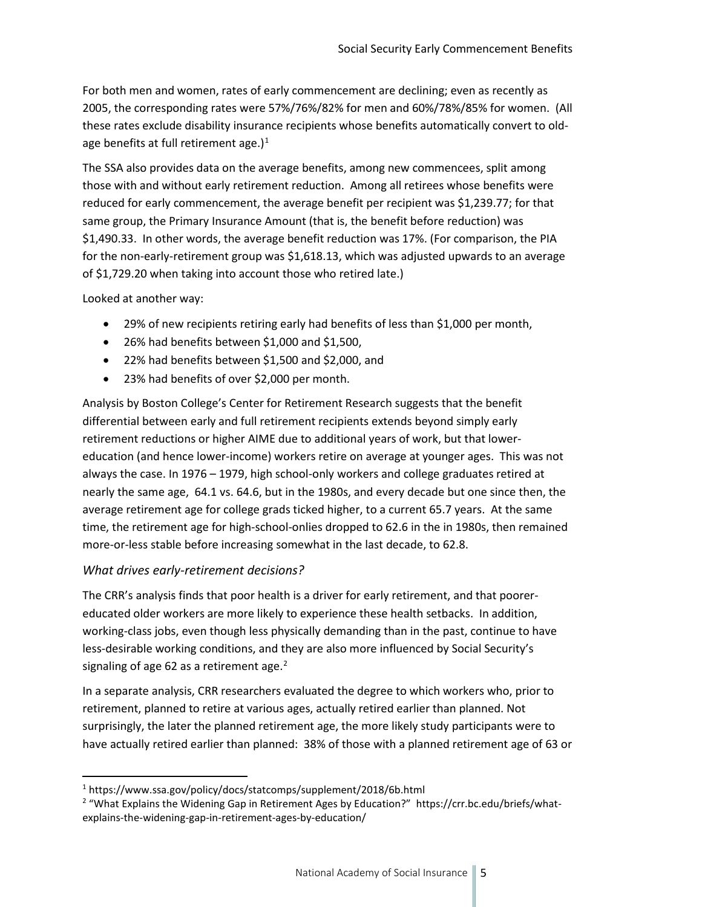For both men and women, rates of early commencement are declining; even as recently as 2005, the corresponding rates were 57%/76%/82% for men and 60%/78%/85% for women. (All these rates exclude disability insurance recipients whose benefits automatically convert to old-age benefits at full retirement age.)[1]

The SSA also provides data on the average benefits, among new commencees, split among those with and without early retirement reduction. Among all retirees whose benefits were reduced for early commencement, the average benefit per recipient was $1,239.77; for that same group, the Primary Insurance Amount (that is, the benefit before reduction) was $1,490.33. In other words, the average benefit reduction was 17%. (For comparison, the PIA for the non-early-retirement group was $1,618.13, which was adjusted upwards to an average of $1,729.20 when taking into account those who retired late.)

Looked at another way:

- 29% of new recipients retiring early had benefits of less than $1,000 per month,
- 26% had benefits between $1,000 and $1,500,
- 22% had benefits between $1,500 and $2,000, and
- 23% had benefits of over $2,000 per month.

Analysis by Boston College's Center for Retirement Research suggests that the benefit differential between early and full retirement recipients extends beyond simply early retirement reductions or higher AIME due to additional years of work, but that lower-education (and hence lower-income) workers retire on average at younger ages. This was not always the case. In 1976 – 1979, high school-only workers and college graduates retired at nearly the same age, 64.1 vs. 64.6, but in the 1980s, and every decade but one since then, the average retirement age for college grads ticked higher, to a current 65.7 years. At the same time, the retirement age for high-school-onlies dropped to 62.6 in the in 1980s, then remained more-or-less stable before increasing somewhat in the last decade, to 62.8.

### *What drives early-retirement decisions?*

The CRR's analysis finds that poor health is a driver for early retirement, and that poorer-educated older workers are more likely to experience these health setbacks. In addition, working-class jobs, even though less physically demanding than in the past, continue to have less-desirable working conditions, and they are also more influenced by Social Security's signaling of age 62 as a retirement age.[2]

In a separate analysis, CRR researchers evaluated the degree to which workers who, prior to retirement, planned to retire at various ages, actually retired earlier than planned. Not surprisingly, the later the planned retirement age, the more likely study participants were to have actually retired earlier than planned: 38% of those with a planned retirement age of 63 or

---

[1] https://www.ssa.gov/policy/docs/statcomps/supplement/2018/6b.html

[2] "What Explains the Widening Gap in Retirement Ages by Education?" https://crr.bc.edu/briefs/what-explains-the-widening-gap-in-retirement-ages-by-education/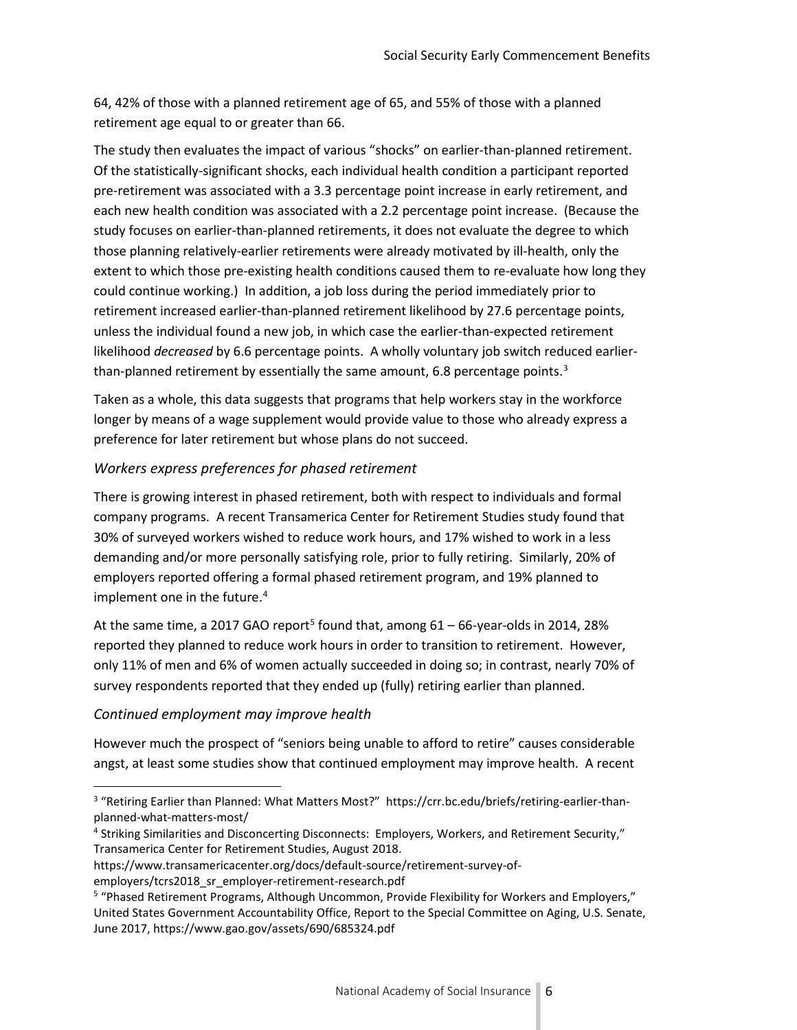64, 42% of those with a planned retirement age of 65, and 55% of those with a planned retirement age equal to or greater than 66.

The study then evaluates the impact of various "shocks" on earlier-than-planned retirement. Of the statistically-significant shocks, each individual health condition a participant reported pre-retirement was associated with a 3.3 percentage point increase in early retirement, and each new health condition was associated with a 2.2 percentage point increase. (Because the study focuses on earlier-than-planned retirements, it does not evaluate the degree to which those planning relatively-earlier retirements were already motivated by ill-health, only the extent to which those pre-existing health conditions caused them to re-evaluate how long they could continue working.) In addition, a job loss during the period immediately prior to retirement increased earlier-than-planned retirement likelihood by 27.6 percentage points, unless the individual found a new job, in which case the earlier-than-expected retirement likelihood *decreased* by 6.6 percentage points. A wholly voluntary job switch reduced earlier-than-planned retirement by essentially the same amount, 6.8 percentage points.[3]

Taken as a whole, this data suggests that programs that help workers stay in the workforce longer by means of a wage supplement would provide value to those who already express a preference for later retirement but whose plans do not succeed.

### *Workers express preferences for phased retirement*

There is growing interest in phased retirement, both with respect to individuals and formal company programs. A recent Transamerica Center for Retirement Studies study found that 30% of surveyed workers wished to reduce work hours, and 17% wished to work in a less demanding and/or more personally satisfying role, prior to fully retiring. Similarly, 20% of employers reported offering a formal phased retirement program, and 19% planned to implement one in the future.[4]

At the same time, a 2017 GAO report[5] found that, among 61 – 66-year-olds in 2014, 28% reported they planned to reduce work hours in order to transition to retirement. However, only 11% of men and 6% of women actually succeeded in doing so; in contrast, nearly 70% of survey respondents reported that they ended up (fully) retiring earlier than planned.

### *Continued employment may improve health*

However much the prospect of "seniors being unable to afford to retire" causes considerable angst, at least some studies show that continued employment may improve health. A recent

---

[3] "Retiring Earlier than Planned: What Matters Most?" https://crr.bc.edu/briefs/retiring-earlier-than-planned-what-matters-most/

[4] Striking Similarities and Disconcerting Disconnects: Employers, Workers, and Retirement Security," Transamerica Center for Retirement Studies, August 2018. https://www.transamericacenter.org/docs/default-source/retirement-survey-of-employers/tcrs2018_sr_employer-retirement-research.pdf

[5] "Phased Retirement Programs, Although Uncommon, Provide Flexibility for Workers and Employers," United States Government Accountability Office, Report to the Special Committee on Aging, U.S. Senate, June 2017, https://www.gao.gov/assets/690/685324.pdf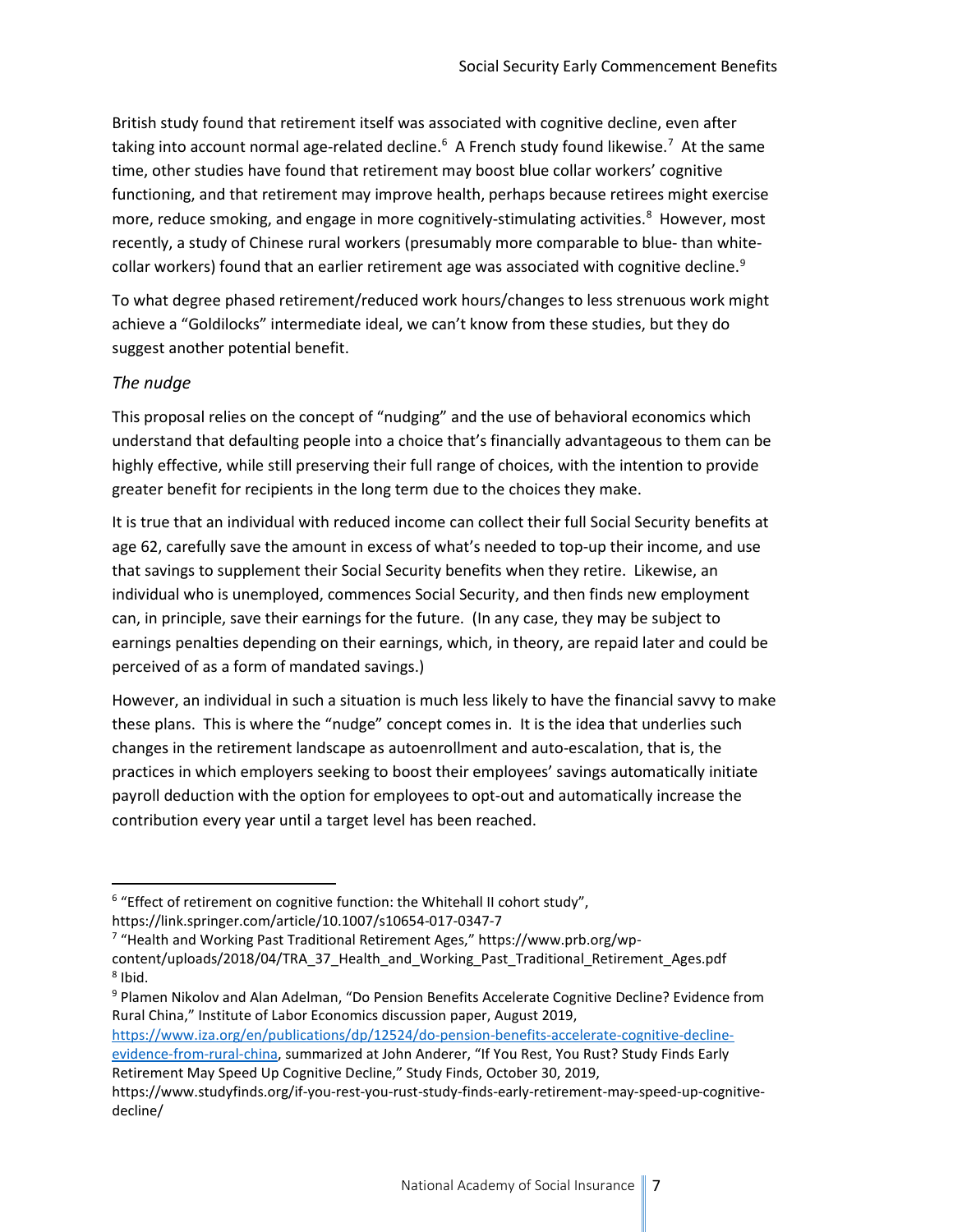British study found that retirement itself was associated with cognitive decline, even after taking into account normal age-related decline.[6] A French study found likewise.[7] At the same time, other studies have found that retirement may boost blue collar workers' cognitive functioning, and that retirement may improve health, perhaps because retirees might exercise more, reduce smoking, and engage in more cognitively-stimulating activities.[8] However, most recently, a study of Chinese rural workers (presumably more comparable to blue- than white-collar workers) found that an earlier retirement age was associated with cognitive decline.[9]

To what degree phased retirement/reduced work hours/changes to less strenuous work might achieve a "Goldilocks" intermediate ideal, we can't know from these studies, but they do suggest another potential benefit.

*The nudge*

This proposal relies on the concept of "nudging" and the use of behavioral economics which understand that defaulting people into a choice that's financially advantageous to them can be highly effective, while still preserving their full range of choices, with the intention to provide greater benefit for recipients in the long term due to the choices they make.

It is true that an individual with reduced income can collect their full Social Security benefits at age 62, carefully save the amount in excess of what's needed to top-up their income, and use that savings to supplement their Social Security benefits when they retire. Likewise, an individual who is unemployed, commences Social Security, and then finds new employment can, in principle, save their earnings for the future. (In any case, they may be subject to earnings penalties depending on their earnings, which, in theory, are repaid later and could be perceived of as a form of mandated savings.)

However, an individual in such a situation is much less likely to have the financial savvy to make these plans. This is where the "nudge" concept comes in. It is the idea that underlies such changes in the retirement landscape as autoenrollment and auto-escalation, that is, the practices in which employers seeking to boost their employees' savings automatically initiate payroll deduction with the option for employees to opt-out and automatically increase the contribution every year until a target level has been reached.

---

[6] "Effect of retirement on cognitive function: the Whitehall II cohort study", https://link.springer.com/article/10.1007/s10654-017-0347-7

[7] "Health and Working Past Traditional Retirement Ages," https://www.prb.org/wp-content/uploads/2018/04/TRA_37_Health_and_Working_Past_Traditional_Retirement_Ages.pdf

[8] Ibid.

[9] Plamen Nikolov and Alan Adelman, "Do Pension Benefits Accelerate Cognitive Decline? Evidence from Rural China," Institute of Labor Economics discussion paper, August 2019, https://www.iza.org/en/publications/dp/12524/do-pension-benefits-accelerate-cognitive-decline-evidence-from-rural-china, summarized at John Anderer, "If You Rest, You Rust? Study Finds Early Retirement May Speed Up Cognitive Decline," Study Finds, October 30, 2019, https://www.studyfinds.org/if-you-rest-you-rust-study-finds-early-retirement-may-speed-up-cognitive-decline/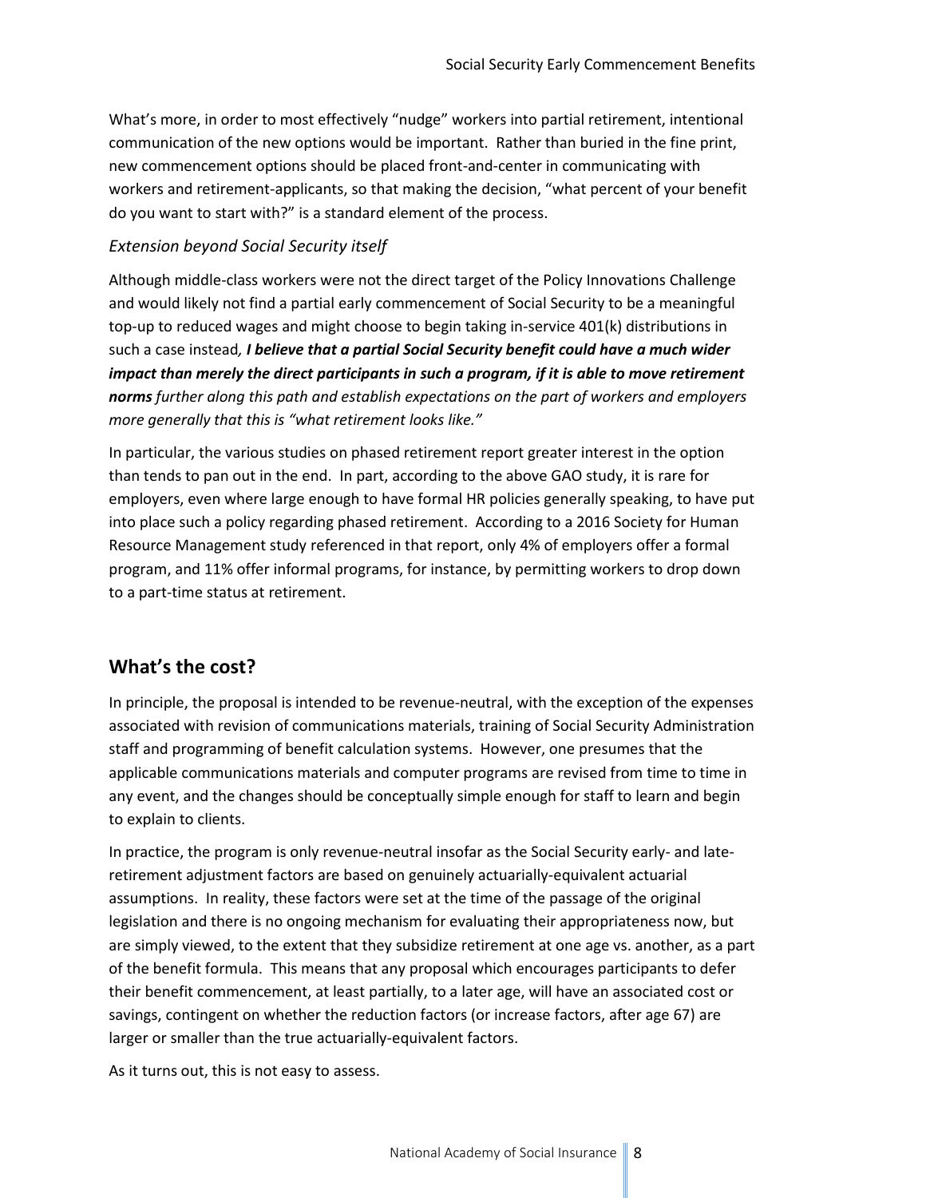What's more, in order to most effectively "nudge" workers into partial retirement, intentional communication of the new options would be important. Rather than buried in the fine print, new commencement options should be placed front-and-center in communicating with workers and retirement-applicants, so that making the decision, "what percent of your benefit do you want to start with?" is a standard element of the process.

### *Extension beyond Social Security itself*

Although middle-class workers were not the direct target of the Policy Innovations Challenge and would likely not find a partial early commencement of Social Security to be a meaningful top-up to reduced wages and might choose to begin taking in-service 401(k) distributions in such a case instead*, **I believe that a partial Social Security benefit could have a much wider impact than merely the direct participants in such a program, if it is able to move retirement norms** further along this path and establish expectations on the part of workers and employers more generally that this is "what retirement looks like."*

In particular, the various studies on phased retirement report greater interest in the option than tends to pan out in the end. In part, according to the above GAO study, it is rare for employers, even where large enough to have formal HR policies generally speaking, to have put into place such a policy regarding phased retirement. According to a 2016 Society for Human Resource Management study referenced in that report, only 4% of employers offer a formal program, and 11% offer informal programs, for instance, by permitting workers to drop down to a part-time status at retirement.

## What's the cost?

In principle, the proposal is intended to be revenue-neutral, with the exception of the expenses associated with revision of communications materials, training of Social Security Administration staff and programming of benefit calculation systems. However, one presumes that the applicable communications materials and computer programs are revised from time to time in any event, and the changes should be conceptually simple enough for staff to learn and begin to explain to clients.

In practice, the program is only revenue-neutral insofar as the Social Security early- and late-retirement adjustment factors are based on genuinely actuarially-equivalent actuarial assumptions. In reality, these factors were set at the time of the passage of the original legislation and there is no ongoing mechanism for evaluating their appropriateness now, but are simply viewed, to the extent that they subsidize retirement at one age vs. another, as a part of the benefit formula. This means that any proposal which encourages participants to defer their benefit commencement, at least partially, to a later age, will have an associated cost or savings, contingent on whether the reduction factors (or increase factors, after age 67) are larger or smaller than the true actuarially-equivalent factors.

As it turns out, this is not easy to assess.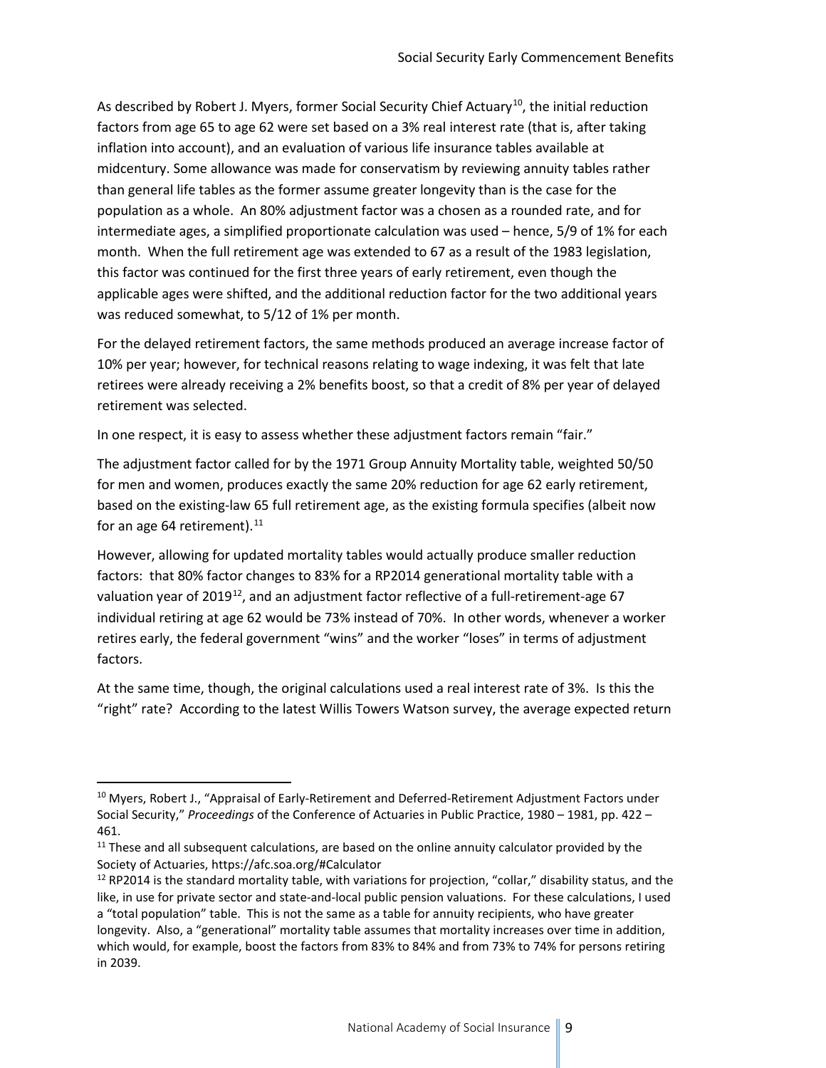As described by Robert J. Myers, former Social Security Chief Actuary[10], the initial reduction factors from age 65 to age 62 were set based on a 3% real interest rate (that is, after taking inflation into account), and an evaluation of various life insurance tables available at midcentury. Some allowance was made for conservatism by reviewing annuity tables rather than general life tables as the former assume greater longevity than is the case for the population as a whole. An 80% adjustment factor was a chosen as a rounded rate, and for intermediate ages, a simplified proportionate calculation was used – hence, 5/9 of 1% for each month. When the full retirement age was extended to 67 as a result of the 1983 legislation, this factor was continued for the first three years of early retirement, even though the applicable ages were shifted, and the additional reduction factor for the two additional years was reduced somewhat, to 5/12 of 1% per month.

For the delayed retirement factors, the same methods produced an average increase factor of 10% per year; however, for technical reasons relating to wage indexing, it was felt that late retirees were already receiving a 2% benefits boost, so that a credit of 8% per year of delayed retirement was selected.

In one respect, it is easy to assess whether these adjustment factors remain "fair."

The adjustment factor called for by the 1971 Group Annuity Mortality table, weighted 50/50 for men and women, produces exactly the same 20% reduction for age 62 early retirement, based on the existing-law 65 full retirement age, as the existing formula specifies (albeit now for an age 64 retirement).[11]

However, allowing for updated mortality tables would actually produce smaller reduction factors: that 80% factor changes to 83% for a RP2014 generational mortality table with a valuation year of 2019[12], and an adjustment factor reflective of a full-retirement-age 67 individual retiring at age 62 would be 73% instead of 70%. In other words, whenever a worker retires early, the federal government "wins" and the worker "loses" in terms of adjustment factors.

At the same time, though, the original calculations used a real interest rate of 3%. Is this the "right" rate? According to the latest Willis Towers Watson survey, the average expected return

---

[10] Myers, Robert J., "Appraisal of Early-Retirement and Deferred-Retirement Adjustment Factors under Social Security," *Proceedings* of the Conference of Actuaries in Public Practice, 1980 – 1981, pp. 422 – 461.

[11] These and all subsequent calculations, are based on the online annuity calculator provided by the Society of Actuaries, https://afc.soa.org/#Calculator

[12] RP2014 is the standard mortality table, with variations for projection, "collar," disability status, and the like, in use for private sector and state-and-local public pension valuations. For these calculations, I used a "total population" table. This is not the same as a table for annuity recipients, who have greater longevity. Also, a "generational" mortality table assumes that mortality increases over time in addition, which would, for example, boost the factors from 83% to 84% and from 73% to 74% for persons retiring in 2039.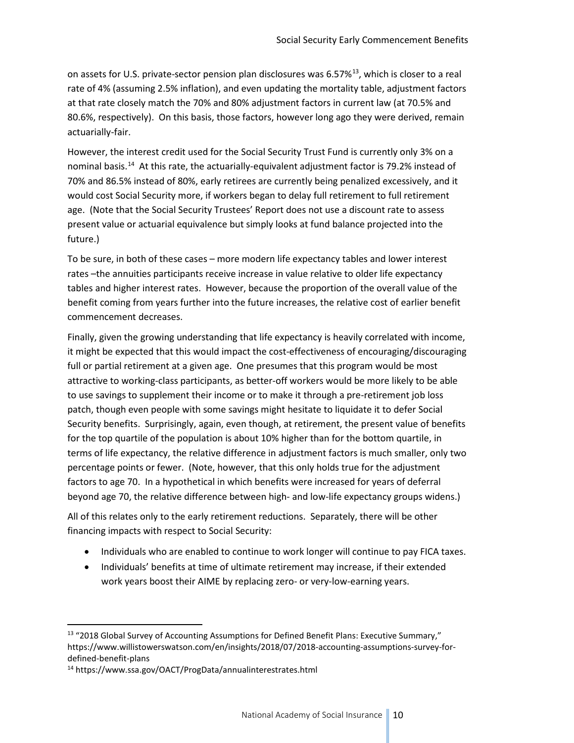on assets for U.S. private-sector pension plan disclosures was 6.57%[13], which is closer to a real rate of 4% (assuming 2.5% inflation), and even updating the mortality table, adjustment factors at that rate closely match the 70% and 80% adjustment factors in current law (at 70.5% and 80.6%, respectively). On this basis, those factors, however long ago they were derived, remain actuarially-fair.

However, the interest credit used for the Social Security Trust Fund is currently only 3% on a nominal basis.[14] At this rate, the actuarially-equivalent adjustment factor is 79.2% instead of 70% and 86.5% instead of 80%, early retirees are currently being penalized excessively, and it would cost Social Security more, if workers began to delay full retirement to full retirement age. (Note that the Social Security Trustees' Report does not use a discount rate to assess present value or actuarial equivalence but simply looks at fund balance projected into the future.)

To be sure, in both of these cases – more modern life expectancy tables and lower interest rates –the annuities participants receive increase in value relative to older life expectancy tables and higher interest rates. However, because the proportion of the overall value of the benefit coming from years further into the future increases, the relative cost of earlier benefit commencement decreases.

Finally, given the growing understanding that life expectancy is heavily correlated with income, it might be expected that this would impact the cost-effectiveness of encouraging/discouraging full or partial retirement at a given age. One presumes that this program would be most attractive to working-class participants, as better-off workers would be more likely to be able to use savings to supplement their income or to make it through a pre-retirement job loss patch, though even people with some savings might hesitate to liquidate it to defer Social Security benefits. Surprisingly, again, even though, at retirement, the present value of benefits for the top quartile of the population is about 10% higher than for the bottom quartile, in terms of life expectancy, the relative difference in adjustment factors is much smaller, only two percentage points or fewer. (Note, however, that this only holds true for the adjustment factors to age 70. In a hypothetical in which benefits were increased for years of deferral beyond age 70, the relative difference between high- and low-life expectancy groups widens.)

All of this relates only to the early retirement reductions. Separately, there will be other financing impacts with respect to Social Security:

- Individuals who are enabled to continue to work longer will continue to pay FICA taxes.
- Individuals' benefits at time of ultimate retirement may increase, if their extended work years boost their AIME by replacing zero- or very-low-earning years.

---

[13] "2018 Global Survey of Accounting Assumptions for Defined Benefit Plans: Executive Summary," https://www.willistowerswatson.com/en/insights/2018/07/2018-accounting-assumptions-survey-for-defined-benefit-plans

[14] https://www.ssa.gov/OACT/ProgData/annualinterestrates.html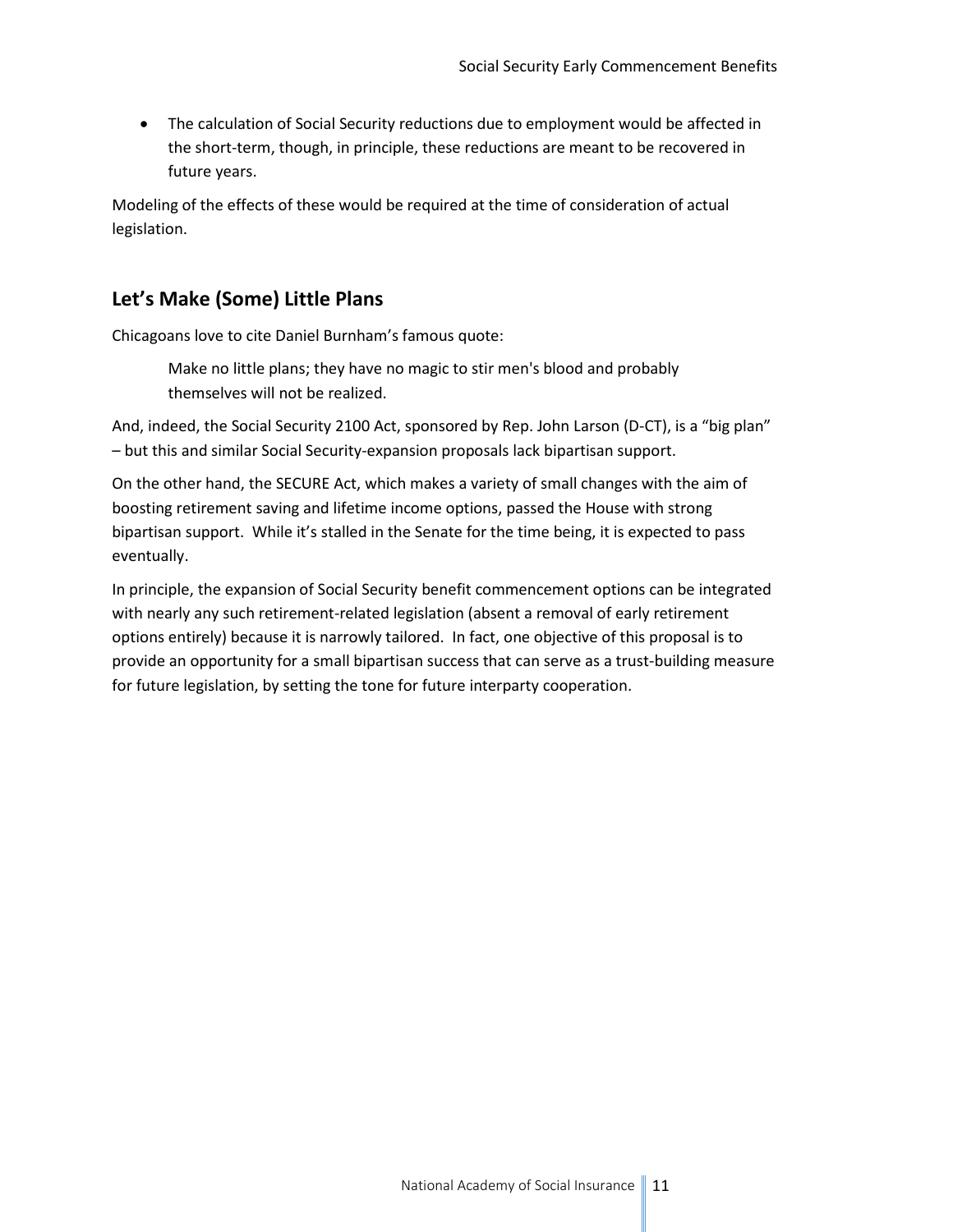- The calculation of Social Security reductions due to employment would be affected in the short-term, though, in principle, these reductions are meant to be recovered in future years.

Modeling of the effects of these would be required at the time of consideration of actual legislation.

## Let's Make (Some) Little Plans

Chicagoans love to cite Daniel Burnham's famous quote:

> Make no little plans; they have no magic to stir men's blood and probably themselves will not be realized.

And, indeed, the Social Security 2100 Act, sponsored by Rep. John Larson (D-CT), is a "big plan" – but this and similar Social Security-expansion proposals lack bipartisan support.

On the other hand, the SECURE Act, which makes a variety of small changes with the aim of boosting retirement saving and lifetime income options, passed the House with strong bipartisan support. While it's stalled in the Senate for the time being, it is expected to pass eventually.

In principle, the expansion of Social Security benefit commencement options can be integrated with nearly any such retirement-related legislation (absent a removal of early retirement options entirely) because it is narrowly tailored. In fact, one objective of this proposal is to provide an opportunity for a small bipartisan success that can serve as a trust-building measure for future legislation, by setting the tone for future interparty cooperation.